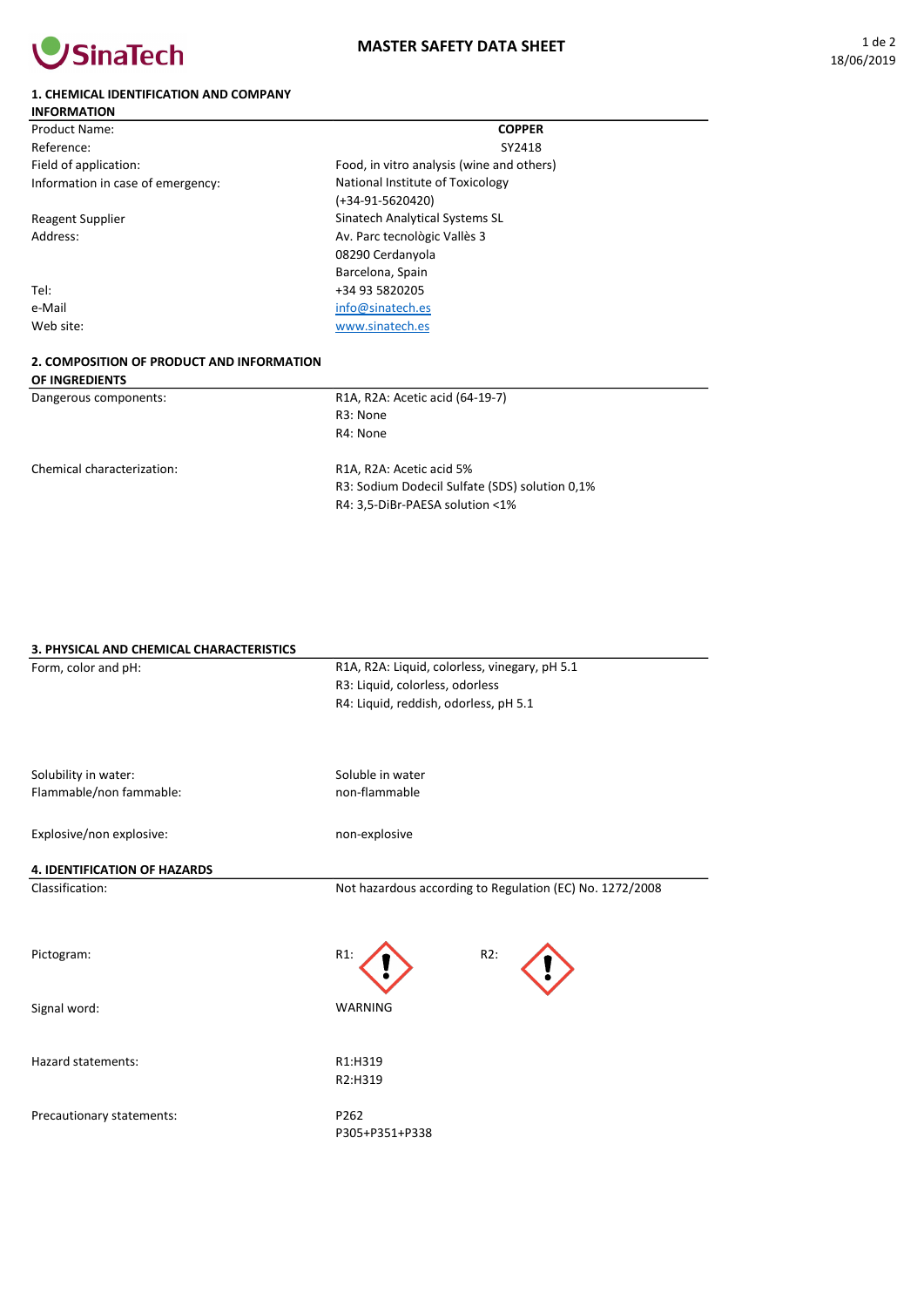**MASTER SAFETY DATA SHEET**

## 1. CHEMICAL IDENTIFICATION AND COMPANY INFORMATION

| | |
|---|---|
| Product Name: | **COPPER** |
| Reference: | SY2418 |
| Field of application: | Food, in vitro analysis (wine and others) |
| Information in case of emergency: | National Institute of Toxicology (+34-91-5620420) |
| Reagent Supplier | Sinatech Analytical Systems SL |
| Address: | Av. Parc tecnològic Vallès 3<br>08290 Cerdanyola<br>Barcelona, Spain |
| Tel: | +34 93 5820205 |
| e-Mail | info@sinatech.es |
| Web site: | www.sinatech.es |

## 2. COMPOSITION OF PRODUCT AND INFORMATION OF INGREDIENTS

| | |
|---|---|
| Dangerous components: | R1A, R2A: Acetic acid (64-19-7)<br>R3: None<br>R4: None |
| Chemical characterization: | R1A, R2A: Acetic acid 5%<br>R3: Sodium Dodecil Sulfate (SDS) solution 0,1%<br>R4: 3,5-DiBr-PAESA solution <1% |

## 3. PHYSICAL AND CHEMICAL CHARACTERISTICS

| | |
|---|---|
| Form, color and pH: | R1A, R2A: Liquid, colorless, vinegary, pH 5.1<br>R3: Liquid, colorless, odorless<br>R4: Liquid, reddish, odorless, pH 5.1 |
| Solubility in water: | Soluble in water |
| Flammable/non fammable: | non-flammable |
| Explosive/non explosive: | non-explosive |

## 4. IDENTIFICATION OF HAZARDS

| | |
|---|---|
| Classification: | Not hazardous according to Regulation (EC) No. 1272/2008 |
| Pictogram: | R1: ⚠ (!) R2: ⚠ (!) |
| Signal word: | WARNING |
| Hazard statements: | R1:H319<br>R2:H319 |
| Precautionary statements: | P262<br>P305+P351+P338 |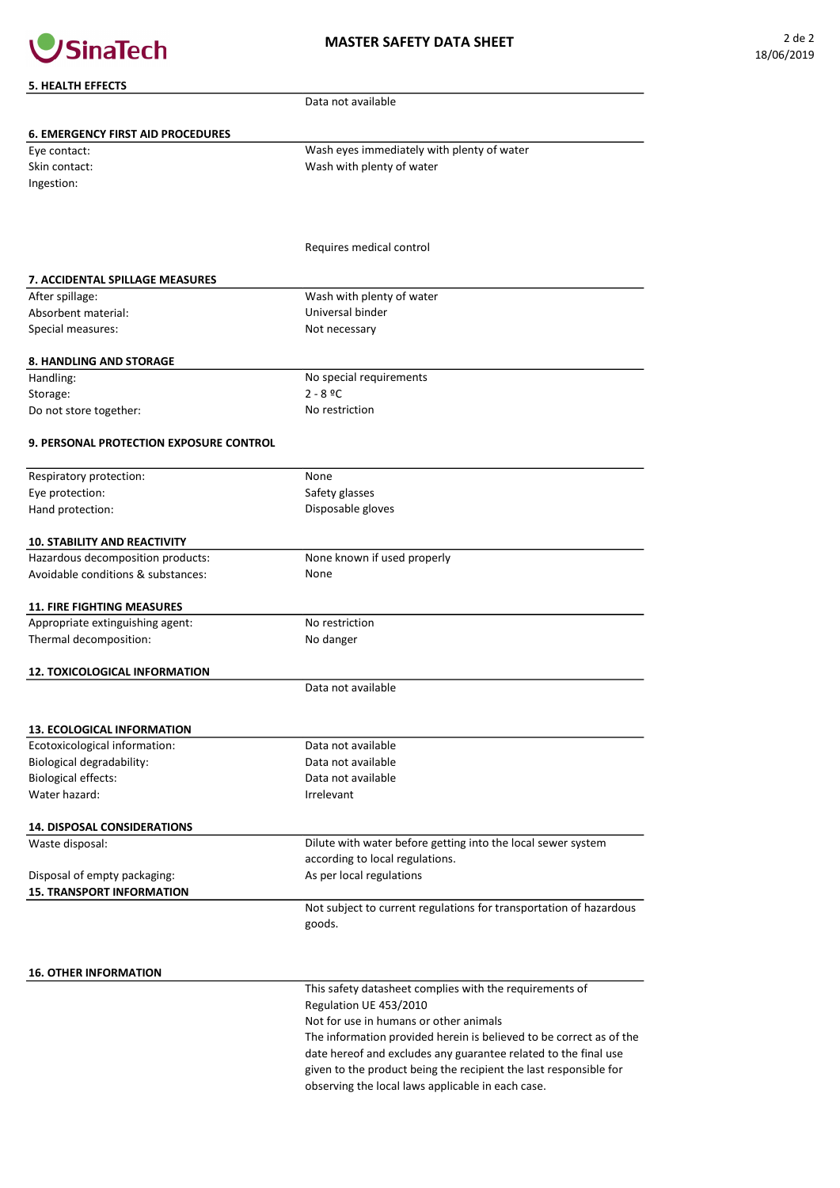## 5. HEALTH EFFECTS

| | |
|---|---|
| | Data not available |

## 6. EMERGENCY FIRST AID PROCEDURES

| | |
|---|---|
| Eye contact: | Wash eyes immediately with plenty of water |
| Skin contact: | Wash with plenty of water |
| Ingestion: | |
| | Requires medical control |

## 7. ACCIDENTAL SPILLAGE MEASURES

| | |
|---|---|
| After spillage: | Wash with plenty of water |
| Absorbent material: | Universal binder |
| Special measures: | Not necessary |

## 8. HANDLING AND STORAGE

| | |
|---|---|
| Handling: | No special requirements |
| Storage: | 2 - 8 ºC |
| Do not store together: | No restriction |

## 9. PERSONAL PROTECTION EXPOSURE CONTROL

| | |
|---|---|
| Respiratory protection: | None |
| Eye protection: | Safety glasses |
| Hand protection: | Disposable gloves |

## 10. STABILITY AND REACTIVITY

| | |
|---|---|
| Hazardous decomposition products: | None known if used properly |
| Avoidable conditions & substances: | None |

## 11. FIRE FIGHTING MEASURES

| | |
|---|---|
| Appropriate extinguishing agent: | No restriction |
| Thermal decomposition: | No danger |

## 12. TOXICOLOGICAL INFORMATION

| | |
|---|---|
| | Data not available |

## 13. ECOLOGICAL INFORMATION

| | |
|---|---|
| Ecotoxicological information: | Data not available |
| Biological degradability: | Data not available |
| Biological effects: | Data not available |
| Water hazard: | Irrelevant |

## 14. DISPOSAL CONSIDERATIONS

| | |
|---|---|
| Waste disposal: | Dilute with water before getting into the local sewer system according to local regulations. |
| Disposal of empty packaging: | As per local regulations |

## 15. TRANSPORT INFORMATION

| | |
|---|---|
| | Not subject to current regulations for transportation of hazardous goods. |

## 16. OTHER INFORMATION

This safety datasheet complies with the requirements of Regulation UE 453/2010

Not for use in humans or other animals

The information provided herein is believed to be correct as of the date hereof and excludes any guarantee related to the final use given to the product being the recipient the last responsible for observing the local laws applicable in each case.